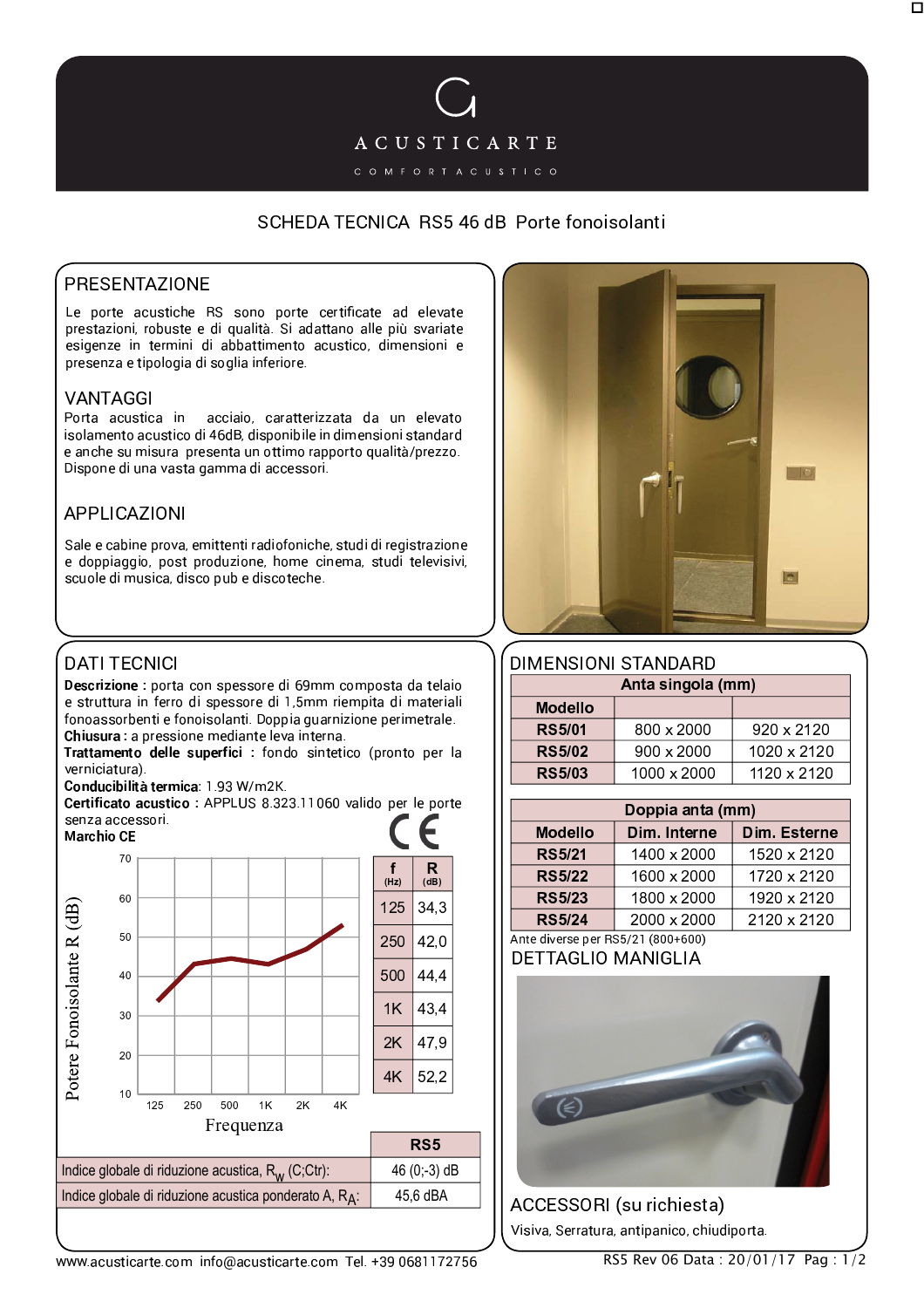# ACUSTICARTE

COMFORT ACUSTICO

## SCHEDA TECNICA RS5 46 dB Porte fonoisolanti

## PRESENTAZIONE

Le porte acustiche RS sono porte certificate ad elevate prestazioni, robuste e di qualità. Si adattano alle più svariate esigenze in termini di abbattimento acustico, dimensioni e presenza e tipologia di soglia inferiore.

## VANTAGGI

Porta acustica in acciaio, caratterizzata da un elevato isolamento acustico di 46dB, disponibile in dimensioni standard e anche su misura presenta un ottimo rapporto qualità/prezzo. Dispone di una vasta gamma di accessori.

## APPLICAZIONI

Sale e cabine prova, emittenti radiofoniche, studi di registrazione e doppiaggio, post produzione, home cinema, studi televisivi, scuole di musica, disco pub e discoteche.

## DATI TECNICI

**Descrizione :** porta con spessore di 69mm composta da telaio e struttura in ferro di spessore di 1,5mm riempita di materiali fonoassorbenti e fonoisolanti. Doppia guarnizione perimetrale.
**Chiusura :** a pressione mediante leva interna.
**Trattamento delle superfici :** fondo sintetico (pronto per la verniciatura).
**Conducibilità termica**: 1.93 W/m2K.
**Certificato acustico :** APPLUS 8.323.11060 valido per le porte senza accessori.
**Marchio CE**

| f (Hz) | R (dB) |
|---|---|
| 125 | 34,3 |
| 250 | 42,0 |
| 500 | 44,4 |
| 1K | 43,4 |
| 2K | 47,9 |
| 4K | 52,2 |

| | RS5 |
|---|---|
| Indice globale di riduzione acustica, $R_W$ (C;Ctr): | 46 (0;-3) dB |
| Indice globale di riduzione acustica ponderato A, $R_A$: | 45,6 dBA |

## DIMENSIONI STANDARD

| Anta singola (mm) | | |
|---|---|---|
| **Modello** | | |
| **RS5/01** | 800 x 2000 | 920 x 2120 |
| **RS5/02** | 900 x 2000 | 1020 x 2120 |
| **RS5/03** | 1000 x 2000 | 1120 x 2120 |

| Doppia anta (mm) | | |
|---|---|---|
| **Modello** | **Dim. Interne** | **Dim. Esterne** |
| **RS5/21** | 1400 x 2000 | 1520 x 2120 |
| **RS5/22** | 1600 x 2000 | 1720 x 2120 |
| **RS5/23** | 1800 x 2000 | 1920 x 2120 |
| **RS5/24** | 2000 x 2000 | 2120 x 2120 |

Ante diverse per RS5/21 (800+600)

## DETTAGLIO MANIGLIA

## ACCESSORI (su richiesta)

Visiva, Serratura, antipanico, chiudiporta.

www.acusticarte.com info@acusticarte.com Tel. +39 0681172756

RS5 Rev 06 Data : 20/01/17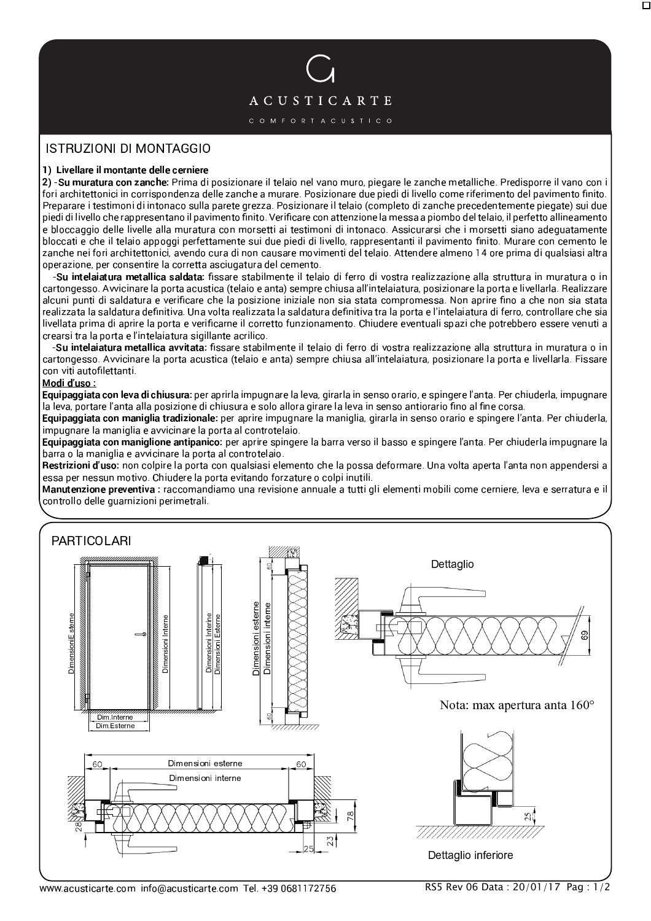ACUSTICARTE

COMFORT ACUSTICO

## ISTRUZIONI DI MONTAGGIO

**1) Livellare il montante delle cerniere**

**2) -Su muratura con zanche:** Prima di posizionare il telaio nel vano muro, piegare le zanche metalliche. Predisporre il vano con i fori architettonici in corrispondenza delle zanche a murare. Posizionare due piedi di livello come riferimento del pavimento finito. Preparare i testimoni di intonaco sulla parete grezza. Posizionare il telaio (completo di zanche precedentemente piegate) sui due piedi di livello che rappresentano il pavimento finito. Verificare con attenzione la messa a piombo del telaio, il perfetto allineamento e bloccaggio delle livelle alla muratura con morsetti ai testimoni di intonaco. Assicurarsi che i morsetti siano adeguatamente bloccati e che il telaio appoggi perfettamente sui due piedi di livello, rappresentanti il pavimento finito. Murare con cemento le zanche nei fori architettonici, avendo cura di non causare movimenti del telaio. Attendere almeno 14 ore prima di qualsiasi altra operazione, per consentire la corretta asciugatura del cemento.

-**Su intelaiatura metallica saldata:** fissare stabilmente il telaio di ferro di vostra realizzazione alla struttura in muratura o in cartongesso. Avvicinare la porta acustica (telaio e anta) sempre chiusa all'intelaiatura, posizionare la porta e livellarla. Realizzare alcuni punti di saldatura e verificare che la posizione iniziale non sia stata compromessa. Non aprire fino a che non sia stata realizzata la saldatura definitiva. Una volta realizzata la saldatura definitiva tra la porta e l'intelaiatura di ferro, controllare che sia livellata prima di aprire la porta e verificarne il corretto funzionamento. Chiudere eventuali spazi che potrebbero essere venuti a crearsi tra la porta e l'intelaiatura sigillante acrilico.

-**Su intelaiatura metallica avvitata:** fissare stabilmente il telaio di ferro di vostra realizzazione alla struttura in muratura o in cartongesso. Avvicinare la porta acustica (telaio e anta) sempre chiusa all'intelaiatura, posizionare la porta e livellarla. Fissare con viti autofilettanti.

**Modi d'uso :**

**Equipaggiata con leva di chiusura:** per aprirla impugnare la leva, girarla in senso orario, e spingere l'anta. Per chiuderla, impugnare la leva, portare l'anta alla posizione di chiusura e solo allora girare la leva in senso antiorario fino al fine corsa.

**Equipaggiata con maniglia tradizionale:** per aprire impugnare la maniglia, girarla in senso orario e spingere l'anta. Per chiuderla, impugnare la maniglia e avvicinare la porta al controtelaio.

**Equipaggiata con maniglione antipanico:** per aprire spingere la barra verso il basso e spingere l'anta. Per chiuderla impugnare la barra o la maniglia e avvicinare la porta al controtelaio.

**Restrizioni d'uso:** non colpire la porta con qualsiasi elemento che la possa deformare. Una volta aperta l'anta non appendersi a essa per nessun motivo. Chiudere la porta evitando forzature o colpi inutili.

**Manutenzione preventiva :** raccomandiamo una revisione annuale a tutti gli elementi mobili come cerniere, leva e serratura e il controllo delle guarnizioni perimetrali.

## PARTICOLARI

DimensioniEsterne

Dimensioni Interne

Dim.Interne

Dim.Esterne

Dimensioni Interne

Dimensioni Esterne

Dimensioni esterne

Dimensioni interne

60

60

Dettaglio

69

Nota: max apertura anta 160°

60

Dimensioni esterne

60

Dimensioni interne

28

78

23

25

25

Dettaglio inferiore

www.acusticarte.com info@acusticarte.com Tel. +39 0681172756

RS5 Rev 06 Data : 20/01/17